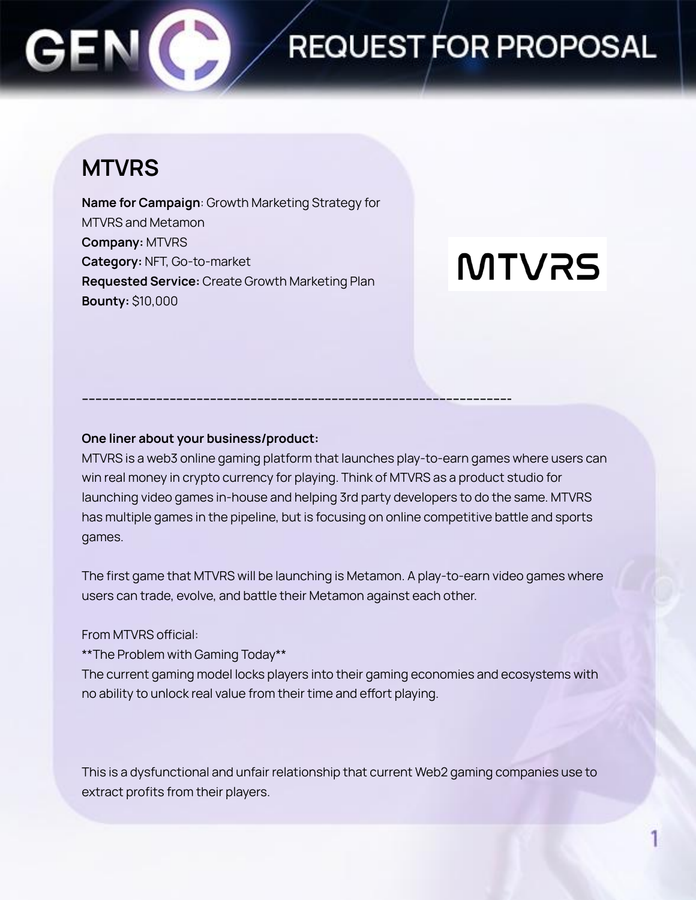# REQUEST FOR PROPOSAL

## MTVRS

**Name for Campaign**: Growth Marketing Strategy for MTVRS and Metamon
**Company:** MTVRS
**Category:** NFT, Go-to-market
**Requested Service:** Create Growth Marketing Plan
**Bounty:** $10,000

---

**One liner about your business/product:**

MTVRS is a web3 online gaming platform that launches play-to-earn games where users can win real money in crypto currency for playing. Think of MTVRS as a product studio for launching video games in-house and helping 3rd party developers to do the same. MTVRS has multiple games in the pipeline, but is focusing on online competitive battle and sports games.

The first game that MTVRS will be launching is Metamon. A play-to-earn video games where users can trade, evolve, and battle their Metamon against each other.

From MTVRS official:
**The Problem with Gaming Today**
The current gaming model locks players into their gaming economies and ecosystems with no ability to unlock real value from their time and effort playing.

This is a dysfunctional and unfair relationship that current Web2 gaming companies use to extract profits from their players.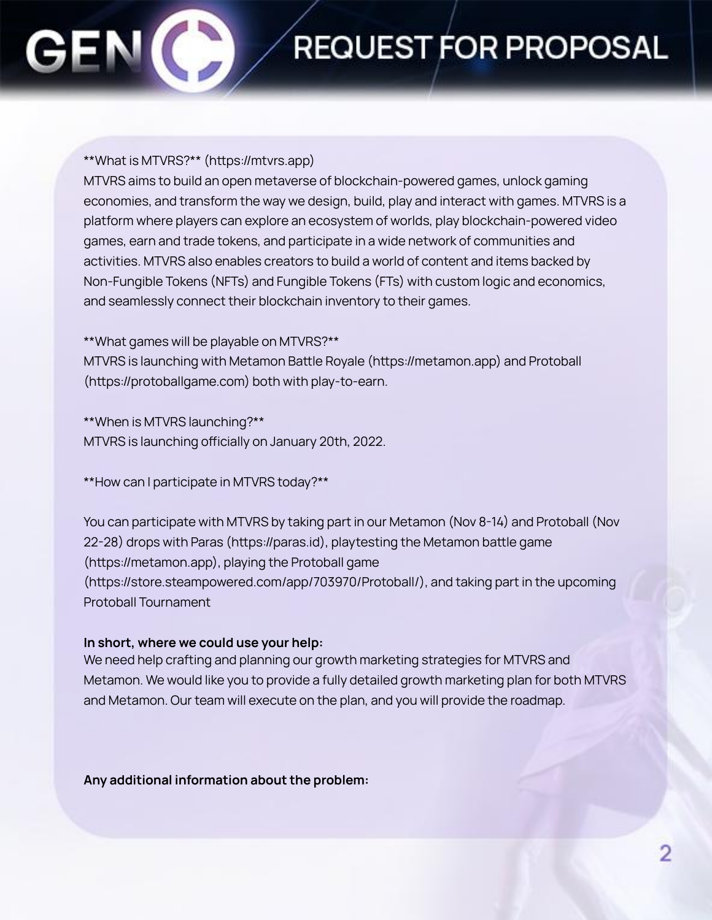**What is MTVRS?** (https://mtvrs.app)
MTVRS aims to build an open metaverse of blockchain-powered games, unlock gaming economies, and transform the way we design, build, play and interact with games. MTVRS is a platform where players can explore an ecosystem of worlds, play blockchain-powered video games, earn and trade tokens, and participate in a wide network of communities and activities. MTVRS also enables creators to build a world of content and items backed by Non-Fungible Tokens (NFTs) and Fungible Tokens (FTs) with custom logic and economics, and seamlessly connect their blockchain inventory to their games.

**What games will be playable on MTVRS?**
MTVRS is launching with Metamon Battle Royale (https://metamon.app) and Protoball (https://protoballgame.com) both with play-to-earn.

**When is MTVRS launching?**
MTVRS is launching officially on January 20th, 2022.

**How can I participate in MTVRS today?**

You can participate with MTVRS by taking part in our Metamon (Nov 8-14) and Protoball (Nov 22-28) drops with Paras (https://paras.id), playtesting the Metamon battle game (https://metamon.app), playing the Protoball game (https://store.steampowered.com/app/703970/Protoball/), and taking part in the upcoming Protoball Tournament

**In short, where we could use your help:**
We need help crafting and planning our growth marketing strategies for MTVRS and Metamon. We would like you to provide a fully detailed growth marketing plan for both MTVRS and Metamon. Our team will execute on the plan, and you will provide the roadmap.

**Any additional information about the problem:**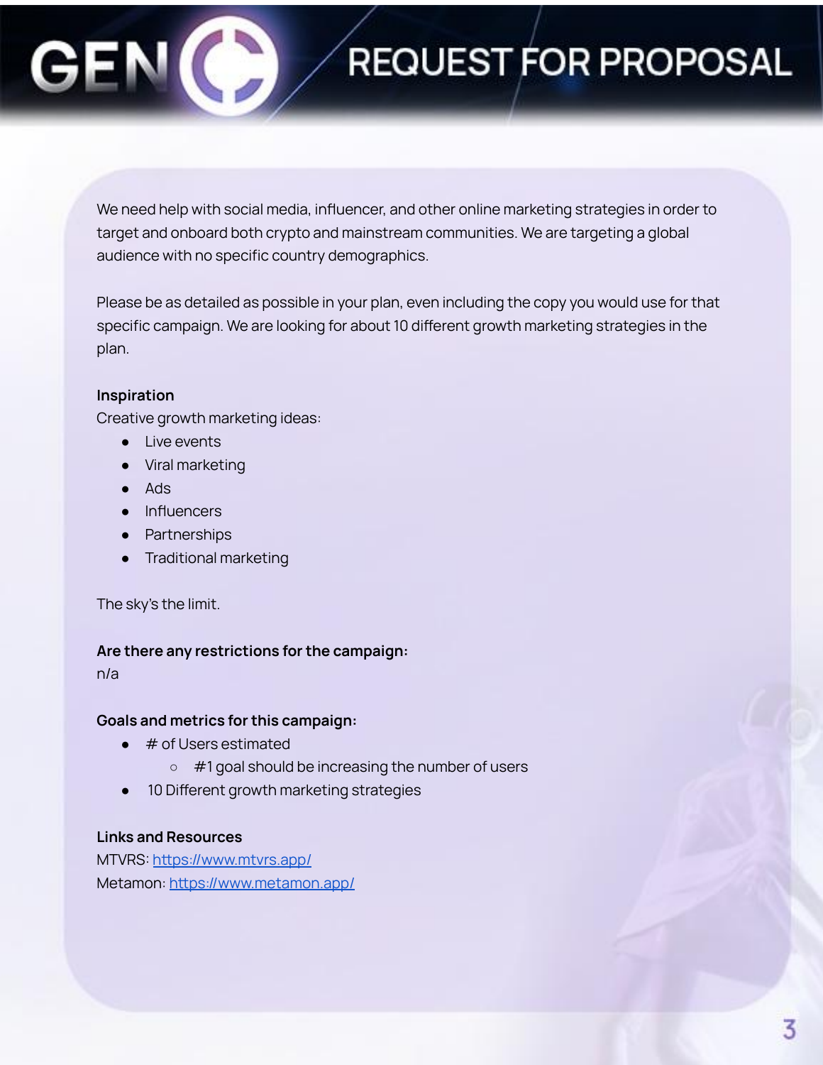# REQUEST FOR PROPOSAL

We need help with social media, influencer, and other online marketing strategies in order to target and onboard both crypto and mainstream communities. We are targeting a global audience with no specific country demographics.

Please be as detailed as possible in your plan, even including the copy you would use for that specific campaign. We are looking for about 10 different growth marketing strategies in the plan.

**Inspiration**

Creative growth marketing ideas:

- Live events
- Viral marketing
- Ads
- Influencers
- Partnerships
- Traditional marketing

The sky's the limit.

**Are there any restrictions for the campaign:**

n/a

**Goals and metrics for this campaign:**

- # of Users estimated
  - #1 goal should be increasing the number of users
- 10 Different growth marketing strategies

**Links and Resources**

MTVRS: [https://www.mtvrs.app/](https://www.mtvrs.app/)

Metamon: [https://www.metamon.app/](https://www.metamon.app/)